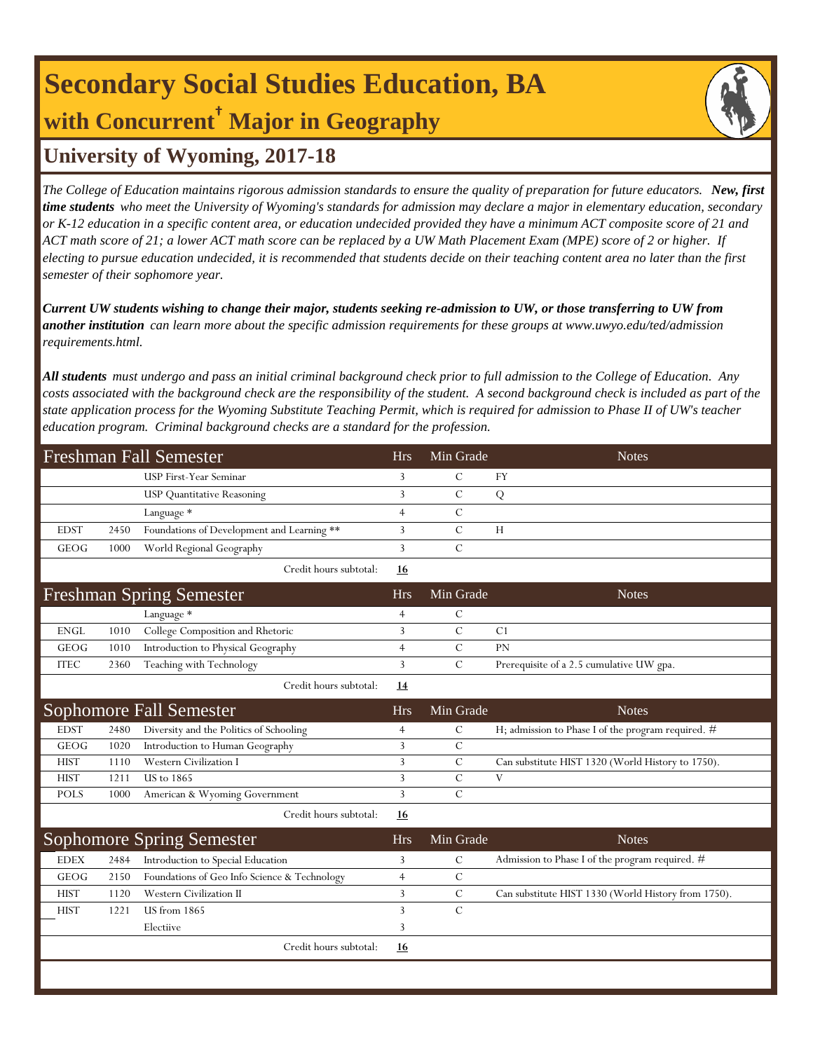# Secondary Social Studies Education, BA

## with Concurrent† Major in Geography

## University of Wyoming, 2017-18

*The College of Education maintains rigorous admission standards to ensure the quality of preparation for future educators.* ***New, first time students*** *who meet the University of Wyoming's standards for admission may declare a major in elementary education, secondary or K-12 education in a specific content area, or education undecided provided they have a minimum ACT composite score of 21 and ACT math score of 21; a lower ACT math score can be replaced by a UW Math Placement Exam (MPE) score of 2 or higher. If electing to pursue education undecided, it is recommended that students decide on their teaching content area no later than the first semester of their sophomore year.*

***Current UW students wishing to change their major, students seeking re-admission to UW, or those transferring to UW from another institution*** *can learn more about the specific admission requirements for these groups at www.uwyo.edu/ted/admission requirements.html.*

***All students*** *must undergo and pass an initial criminal background check prior to full admission to the College of Education. Any costs associated with the background check are the responsibility of the student. A second background check is included as part of the state application process for the Wyoming Substitute Teaching Permit, which is required for admission to Phase II of UW's teacher education program. Criminal background checks are a standard for the profession.*

| Freshman Fall Semester | | | Hrs | Min Grade | Notes |
|---|---|---|---|---|---|
| | | USP First-Year Seminar | 3 | C | FY |
| | | USP Quantitative Reasoning | 3 | C | Q |
| | | Language * | 4 | C | |
| EDST | 2450 | Foundations of Development and Learning ** | 3 | C | H |
| GEOG | 1000 | World Regional Geography | 3 | C | |
| | | Credit hours subtotal: | **16** | | |

| Freshman Spring Semester | | | Hrs | Min Grade | Notes |
|---|---|---|---|---|---|
| | | Language * | 4 | C | |
| ENGL | 1010 | College Composition and Rhetoric | 3 | C | C1 |
| GEOG | 1010 | Introduction to Physical Geography | 4 | C | PN |
| ITEC | 2360 | Teaching with Technology | 3 | C | Prerequisite of a 2.5 cumulative UW gpa. |
| | | Credit hours subtotal: | **14** | | |

| Sophomore Fall Semester | | | Hrs | Min Grade | Notes |
|---|---|---|---|---|---|
| EDST | 2480 | Diversity and the Politics of Schooling | 4 | C | H; admission to Phase I of the program required. # |
| GEOG | 1020 | Introduction to Human Geography | 3 | C | |
| HIST | 1110 | Western Civilization I | 3 | C | Can substitute HIST 1320 (World History to 1750). |
| HIST | 1211 | US to 1865 | 3 | C | V |
| POLS | 1000 | American & Wyoming Government | 3 | C | |
| | | Credit hours subtotal: | **16** | | |

| Sophomore Spring Semester | | | Hrs | Min Grade | Notes |
|---|---|---|---|---|---|
| EDEX | 2484 | Introduction to Special Education | 3 | C | Admission to Phase I of the program required. # |
| GEOG | 2150 | Foundations of Geo Info Science & Technology | 4 | C | |
| HIST | 1120 | Western Civilization II | 3 | C | Can substitute HIST 1330 (World History from 1750). |
| HIST | 1221 | US from 1865 | 3 | C | |
| | | Electiive | 3 | | |
| | | Credit hours subtotal: | **16** | | |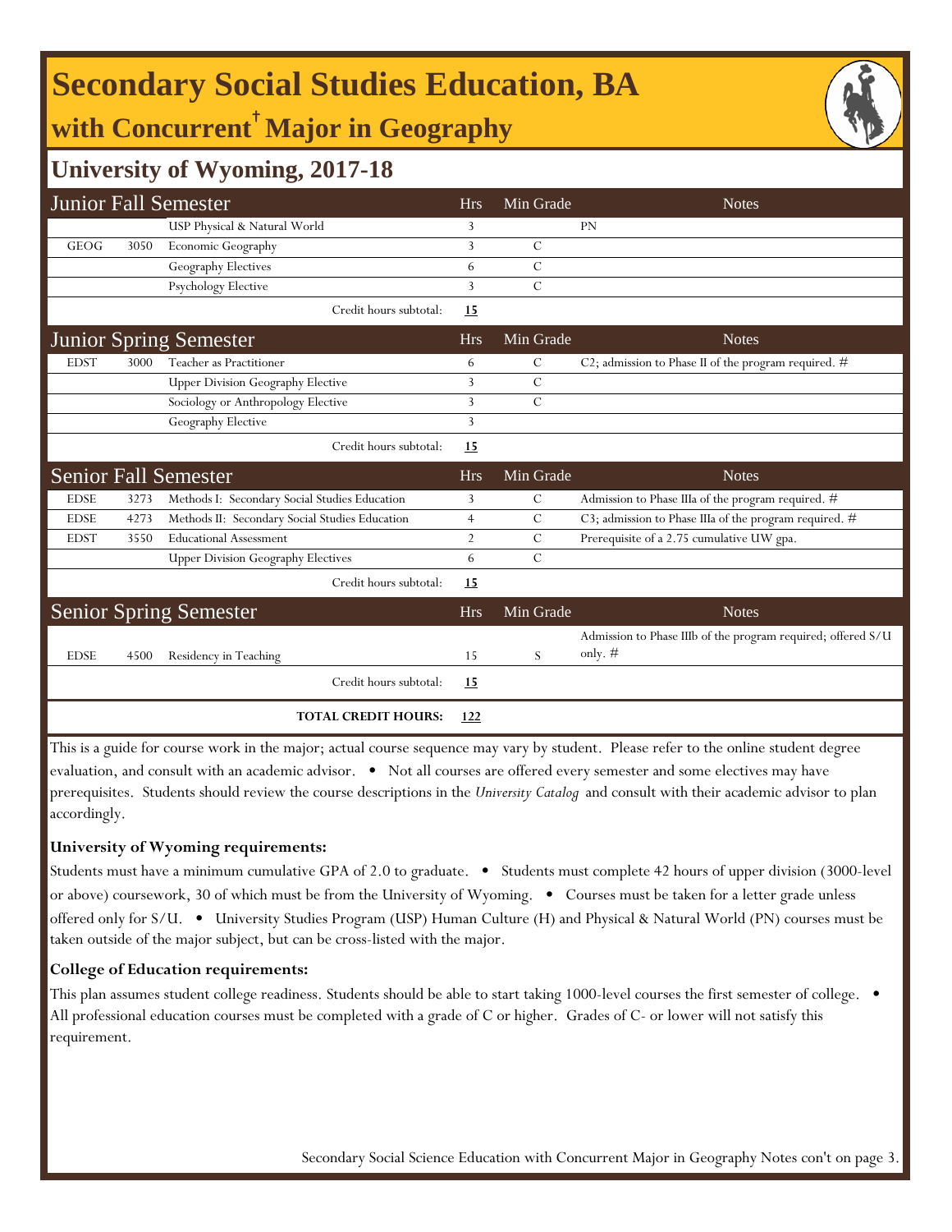# Secondary Social Studies Education, BA

## with Concurrent[†] Major in Geography

### University of Wyoming, 2017-18

| Junior Fall Semester | | | Hrs | Min Grade | Notes |
|---|---|---|---|---|---|
| | | USP Physical & Natural World | 3 | | PN |
| GEOG | 3050 | Economic Geography | 3 | C | |
| | | Geography Electives | 6 | C | |
| | | Psychology Elective | 3 | C | |
| | | Credit hours subtotal: | **15** | | |

| Junior Spring Semester | | | Hrs | Min Grade | Notes |
|---|---|---|---|---|---|
| EDST | 3000 | Teacher as Practitioner | 6 | C | C2; admission to Phase II of the program required. # |
| | | Upper Division Geography Elective | 3 | C | |
| | | Sociology or Anthropology Elective | 3 | C | |
| | | Geography Elective | 3 | | |
| | | Credit hours subtotal: | **15** | | |

| Senior Fall Semester | | | Hrs | Min Grade | Notes |
|---|---|---|---|---|---|
| EDSE | 3273 | Methods I: Secondary Social Studies Education | 3 | C | Admission to Phase IIIa of the program required. # |
| EDSE | 4273 | Methods II: Secondary Social Studies Education | 4 | C | C3; admission to Phase IIIa of the program required. # |
| EDST | 3550 | Educational Assessment | 2 | C | Prerequisite of a 2.75 cumulative UW gpa. |
| | | Upper Division Geography Electives | 6 | C | |
| | | Credit hours subtotal: | **15** | | |

| Senior Spring Semester | | | Hrs | Min Grade | Notes |
|---|---|---|---|---|---|
| EDSE | 4500 | Residency in Teaching | 15 | S | Admission to Phase IIIb of the program required; offered S/U only. # |
| | | Credit hours subtotal: | **15** | | |
| | | **TOTAL CREDIT HOURS:** | **122** | | |

This is a guide for course work in the major; actual course sequence may vary by student. Please refer to the online student degree evaluation, and consult with an academic advisor. • Not all courses are offered every semester and some electives may have prerequisites. Students should review the course descriptions in the *University Catalog* and consult with their academic advisor to plan accordingly.

**University of Wyoming requirements:**

Students must have a minimum cumulative GPA of 2.0 to graduate. • Students must complete 42 hours of upper division (3000-level or above) coursework, 30 of which must be from the University of Wyoming. • Courses must be taken for a letter grade unless offered only for S/U. • University Studies Program (USP) Human Culture (H) and Physical & Natural World (PN) courses must be taken outside of the major subject, but can be cross-listed with the major.

**College of Education requirements:**

This plan assumes student college readiness. Students should be able to start taking 1000-level courses the first semester of college. • All professional education courses must be completed with a grade of C or higher. Grades of C- or lower will not satisfy this requirement.

Secondary Social Science Education with Concurrent Major in Geography Notes con't on page 3.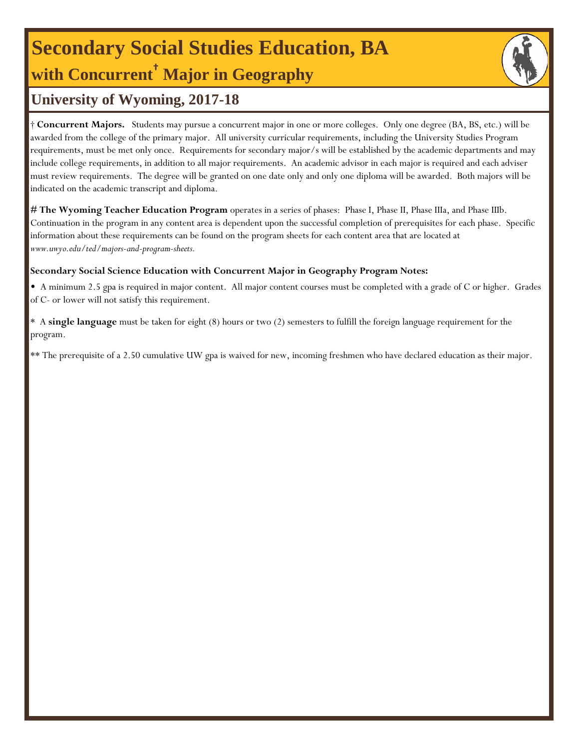# Secondary Social Studies Education, BA

## with Concurrent† Major in Geography

## University of Wyoming, 2017-18

† **Concurrent Majors.** Students may pursue a concurrent major in one or more colleges. Only one degree (BA, BS, etc.) will be awarded from the college of the primary major. All university curricular requirements, including the University Studies Program requirements, must be met only once. Requirements for secondary major/s will be established by the academic departments and may include college requirements, in addition to all major requirements. An academic advisor in each major is required and each adviser must review requirements. The degree will be granted on one date only and only one diploma will be awarded. Both majors will be indicated on the academic transcript and diploma.

**# The Wyoming Teacher Education Program** operates in a series of phases: Phase I, Phase II, Phase IIIa, and Phase IIIb. Continuation in the program in any content area is dependent upon the successful completion of prerequisites for each phase. Specific information about these requirements can be found on the program sheets for each content area that are located at *www.uwyo.edu/ted/majors-and-program-sheets.*

**Secondary Social Science Education with Concurrent Major in Geography Program Notes:**

• A minimum 2.5 gpa is required in major content. All major content courses must be completed with a grade of C or higher. Grades of C- or lower will not satisfy this requirement.

* A **single language** must be taken for eight (8) hours or two (2) semesters to fulfill the foreign language requirement for the program.

** The prerequisite of a 2.50 cumulative UW gpa is waived for new, incoming freshmen who have declared education as their major.